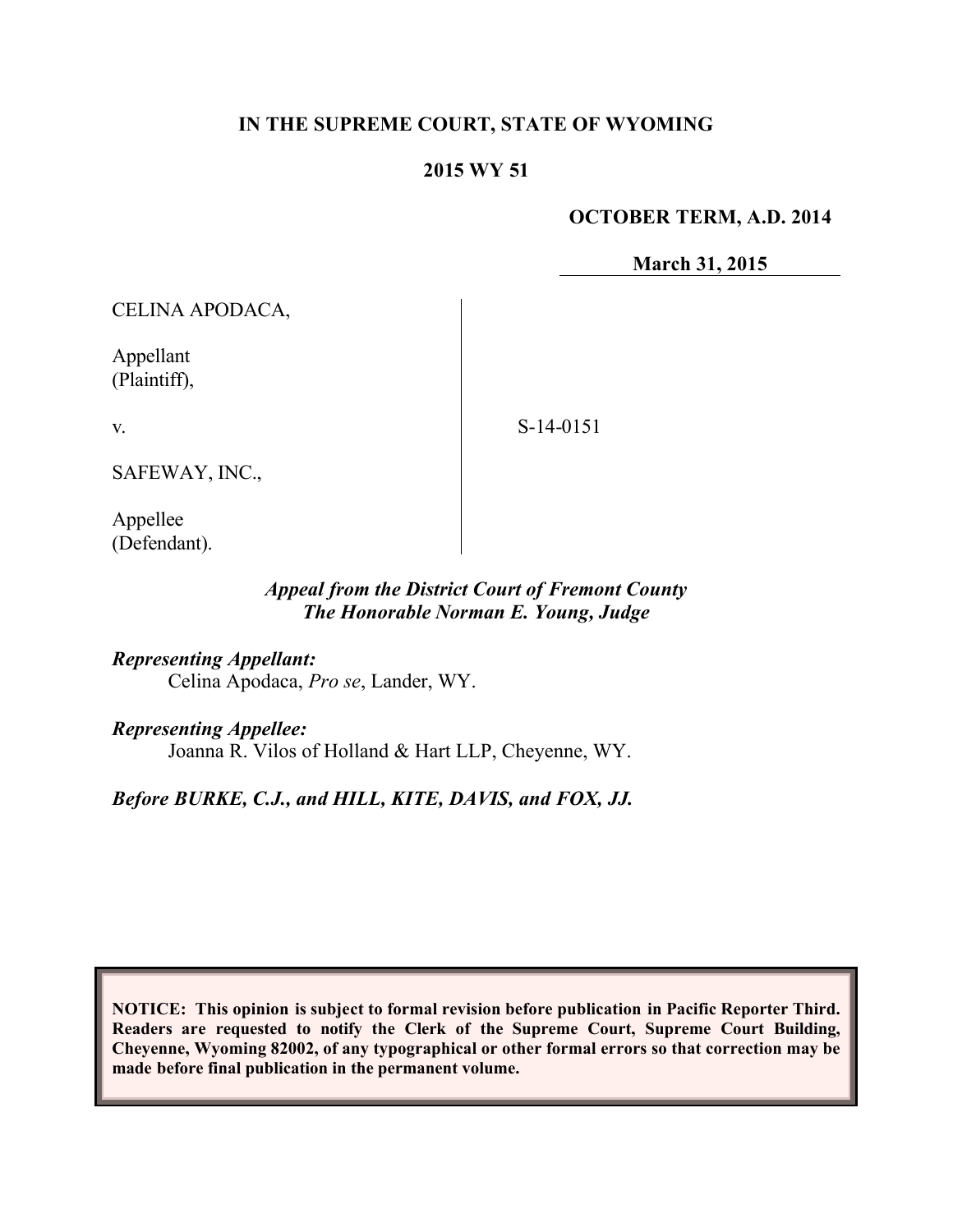**IN THE SUPREME COURT, STATE OF WYOMING**

**2015 WY 51**

**OCTOBER TERM, A.D. 2014**

**March 31, 2015**

CELINA APODACA,

Appellant
(Plaintiff),

v.

SAFEWAY, INC.,

Appellee
(Defendant).

S-14-0151

*Appeal from the District Court of Fremont County*
*The Honorable Norman E. Young, Judge*

***Representing Appellant:***
Celina Apodaca, *Pro se*, Lander, WY.

***Representing Appellee:***
Joanna R. Vilos of Holland & Hart LLP, Cheyenne, WY.

***Before BURKE, C.J., and HILL, KITE, DAVIS, and FOX, JJ.***

**NOTICE: This opinion is subject to formal revision before publication in Pacific Reporter Third. Readers are requested to notify the Clerk of the Supreme Court, Supreme Court Building, Cheyenne, Wyoming 82002, of any typographical or other formal errors so that correction may be made before final publication in the permanent volume.**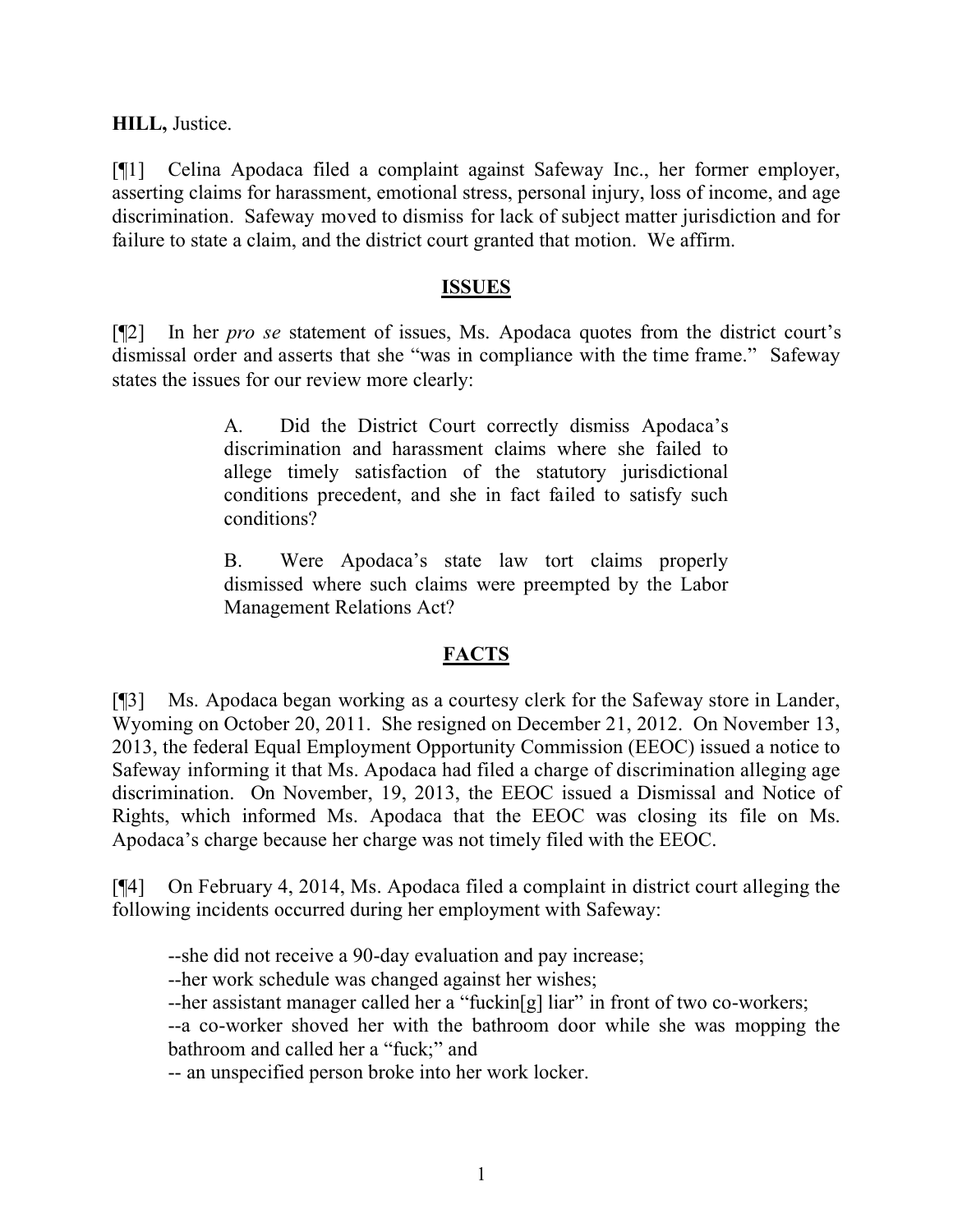**HILL,** Justice.

[¶1] Celina Apodaca filed a complaint against Safeway Inc., her former employer, asserting claims for harassment, emotional stress, personal injury, loss of income, and age discrimination. Safeway moved to dismiss for lack of subject matter jurisdiction and for failure to state a claim, and the district court granted that motion. We affirm.

## ISSUES

[¶2] In her *pro se* statement of issues, Ms. Apodaca quotes from the district court's dismissal order and asserts that she "was in compliance with the time frame." Safeway states the issues for our review more clearly:

> A. Did the District Court correctly dismiss Apodaca's discrimination and harassment claims where she failed to allege timely satisfaction of the statutory jurisdictional conditions precedent, and she in fact failed to satisfy such conditions?
>
> B. Were Apodaca's state law tort claims properly dismissed where such claims were preempted by the Labor Management Relations Act?

## FACTS

[¶3] Ms. Apodaca began working as a courtesy clerk for the Safeway store in Lander, Wyoming on October 20, 2011. She resigned on December 21, 2012. On November 13, 2013, the federal Equal Employment Opportunity Commission (EEOC) issued a notice to Safeway informing it that Ms. Apodaca had filed a charge of discrimination alleging age discrimination. On November, 19, 2013, the EEOC issued a Dismissal and Notice of Rights, which informed Ms. Apodaca that the EEOC was closing its file on Ms. Apodaca's charge because her charge was not timely filed with the EEOC.

[¶4] On February 4, 2014, Ms. Apodaca filed a complaint in district court alleging the following incidents occurred during her employment with Safeway:

--she did not receive a 90-day evaluation and pay increase;
--her work schedule was changed against her wishes;
--her assistant manager called her a "fuckin[g] liar" in front of two co-workers;
--a co-worker shoved her with the bathroom door while she was mopping the bathroom and called her a "fuck;" and
-- an unspecified person broke into her work locker.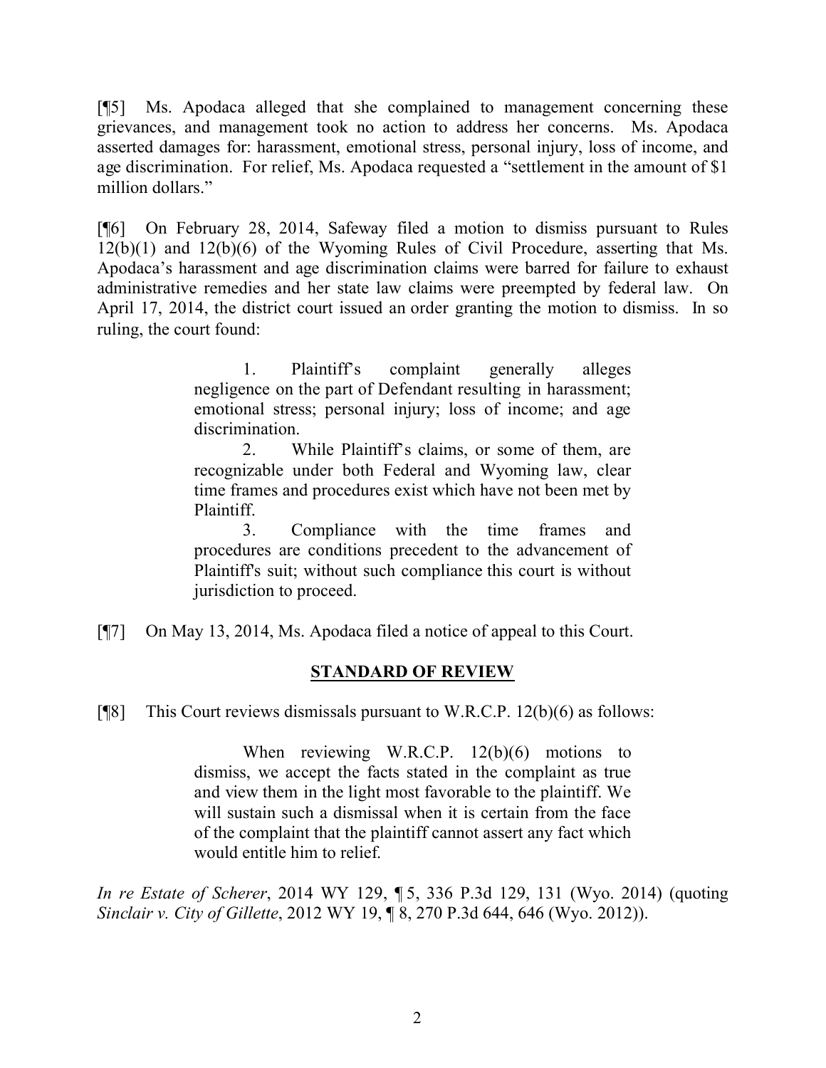[¶5] Ms. Apodaca alleged that she complained to management concerning these grievances, and management took no action to address her concerns. Ms. Apodaca asserted damages for: harassment, emotional stress, personal injury, loss of income, and age discrimination. For relief, Ms. Apodaca requested a "settlement in the amount of $1 million dollars."

[¶6] On February 28, 2014, Safeway filed a motion to dismiss pursuant to Rules 12(b)(1) and 12(b)(6) of the Wyoming Rules of Civil Procedure, asserting that Ms. Apodaca's harassment and age discrimination claims were barred for failure to exhaust administrative remedies and her state law claims were preempted by federal law. On April 17, 2014, the district court issued an order granting the motion to dismiss. In so ruling, the court found:

> 1. Plaintiff's complaint generally alleges negligence on the part of Defendant resulting in harassment; emotional stress; personal injury; loss of income; and age discrimination.
>
> 2. While Plaintiff's claims, or some of them, are recognizable under both Federal and Wyoming law, clear time frames and procedures exist which have not been met by Plaintiff.
>
> 3. Compliance with the time frames and procedures are conditions precedent to the advancement of Plaintiff's suit; without such compliance this court is without jurisdiction to proceed.

[¶7] On May 13, 2014, Ms. Apodaca filed a notice of appeal to this Court.

## STANDARD OF REVIEW

[¶8] This Court reviews dismissals pursuant to W.R.C.P. 12(b)(6) as follows:

> When reviewing W.R.C.P. 12(b)(6) motions to dismiss, we accept the facts stated in the complaint as true and view them in the light most favorable to the plaintiff. We will sustain such a dismissal when it is certain from the face of the complaint that the plaintiff cannot assert any fact which would entitle him to relief.

*In re Estate of Scherer*, 2014 WY 129, ¶ 5, 336 P.3d 129, 131 (Wyo. 2014) (quoting *Sinclair v. City of Gillette*, 2012 WY 19, ¶ 8, 270 P.3d 644, 646 (Wyo. 2012)).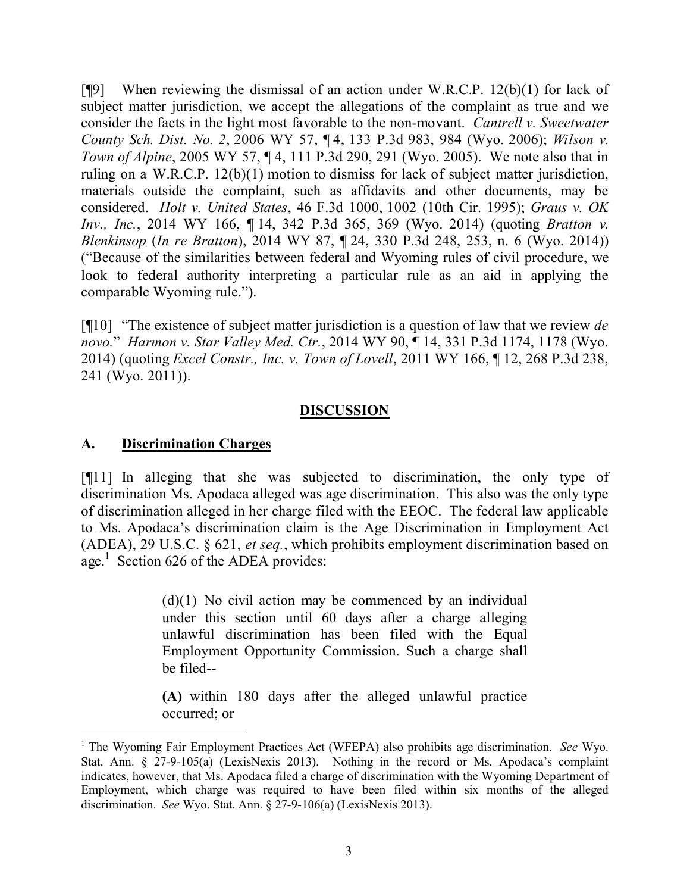[¶9] When reviewing the dismissal of an action under W.R.C.P. 12(b)(1) for lack of subject matter jurisdiction, we accept the allegations of the complaint as true and we consider the facts in the light most favorable to the non-movant. *Cantrell v. Sweetwater County Sch. Dist. No. 2*, 2006 WY 57, ¶ 4, 133 P.3d 983, 984 (Wyo. 2006); *Wilson v. Town of Alpine*, 2005 WY 57, ¶ 4, 111 P.3d 290, 291 (Wyo. 2005). We note also that in ruling on a W.R.C.P. 12(b)(1) motion to dismiss for lack of subject matter jurisdiction, materials outside the complaint, such as affidavits and other documents, may be considered. *Holt v. United States*, 46 F.3d 1000, 1002 (10th Cir. 1995); *Graus v. OK Inv., Inc.*, 2014 WY 166, ¶ 14, 342 P.3d 365, 369 (Wyo. 2014) (quoting *Bratton v. Blenkinsop* (*In re Bratton*), 2014 WY 87, ¶ 24, 330 P.3d 248, 253, n. 6 (Wyo. 2014)) ("Because of the similarities between federal and Wyoming rules of civil procedure, we look to federal authority interpreting a particular rule as an aid in applying the comparable Wyoming rule.").

[¶10] "The existence of subject matter jurisdiction is a question of law that we review *de novo*." *Harmon v. Star Valley Med. Ctr.*, 2014 WY 90, ¶ 14, 331 P.3d 1174, 1178 (Wyo. 2014) (quoting *Excel Constr., Inc. v. Town of Lovell*, 2011 WY 166, ¶ 12, 268 P.3d 238, 241 (Wyo. 2011)).

## DISCUSSION

### A. Discrimination Charges

[¶11] In alleging that she was subjected to discrimination, the only type of discrimination Ms. Apodaca alleged was age discrimination. This also was the only type of discrimination alleged in her charge filed with the EEOC. The federal law applicable to Ms. Apodaca's discrimination claim is the Age Discrimination in Employment Act (ADEA), 29 U.S.C. § 621, *et seq.*, which prohibits employment discrimination based on age.[1] Section 626 of the ADEA provides:

> (d)(1) No civil action may be commenced by an individual under this section until 60 days after a charge alleging unlawful discrimination has been filed with the Equal Employment Opportunity Commission. Such a charge shall be filed--
>
> **(A)** within 180 days after the alleged unlawful practice occurred; or

[1] The Wyoming Fair Employment Practices Act (WFEPA) also prohibits age discrimination. *See* Wyo. Stat. Ann. § 27-9-105(a) (LexisNexis 2013). Nothing in the record or Ms. Apodaca's complaint indicates, however, that Ms. Apodaca filed a charge of discrimination with the Wyoming Department of Employment, which charge was required to have been filed within six months of the alleged discrimination. *See* Wyo. Stat. Ann. § 27-9-106(a) (LexisNexis 2013).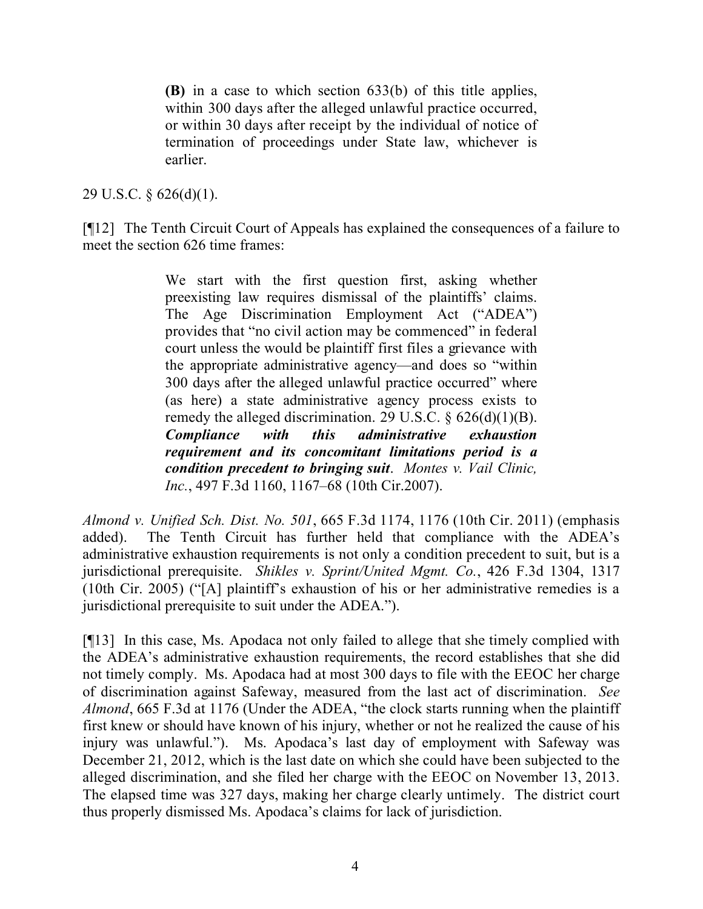> **(B)** in a case to which section 633(b) of this title applies, within 300 days after the alleged unlawful practice occurred, or within 30 days after receipt by the individual of notice of termination of proceedings under State law, whichever is earlier.

29 U.S.C. § 626(d)(1).

[¶12] The Tenth Circuit Court of Appeals has explained the consequences of a failure to meet the section 626 time frames:

> We start with the first question first, asking whether preexisting law requires dismissal of the plaintiffs' claims. The Age Discrimination Employment Act ("ADEA") provides that "no civil action may be commenced" in federal court unless the would be plaintiff first files a grievance with the appropriate administrative agency—and does so "within 300 days after the alleged unlawful practice occurred" where (as here) a state administrative agency process exists to remedy the alleged discrimination. 29 U.S.C. § 626(d)(1)(B). ***Compliance with this administrative exhaustion requirement and its concomitant limitations period is a condition precedent to bringing suit***. *Montes v. Vail Clinic, Inc.*, 497 F.3d 1160, 1167–68 (10th Cir.2007).

*Almond v. Unified Sch. Dist. No. 501*, 665 F.3d 1174, 1176 (10th Cir. 2011) (emphasis added). The Tenth Circuit has further held that compliance with the ADEA's administrative exhaustion requirements is not only a condition precedent to suit, but is a jurisdictional prerequisite. *Shikles v. Sprint/United Mgmt. Co.*, 426 F.3d 1304, 1317 (10th Cir. 2005) ("[A] plaintiff's exhaustion of his or her administrative remedies is a jurisdictional prerequisite to suit under the ADEA.").

[¶13] In this case, Ms. Apodaca not only failed to allege that she timely complied with the ADEA's administrative exhaustion requirements, the record establishes that she did not timely comply. Ms. Apodaca had at most 300 days to file with the EEOC her charge of discrimination against Safeway, measured from the last act of discrimination. *See Almond*, 665 F.3d at 1176 (Under the ADEA, "the clock starts running when the plaintiff first knew or should have known of his injury, whether or not he realized the cause of his injury was unlawful."). Ms. Apodaca's last day of employment with Safeway was December 21, 2012, which is the last date on which she could have been subjected to the alleged discrimination, and she filed her charge with the EEOC on November 13, 2013. The elapsed time was 327 days, making her charge clearly untimely. The district court thus properly dismissed Ms. Apodaca's claims for lack of jurisdiction.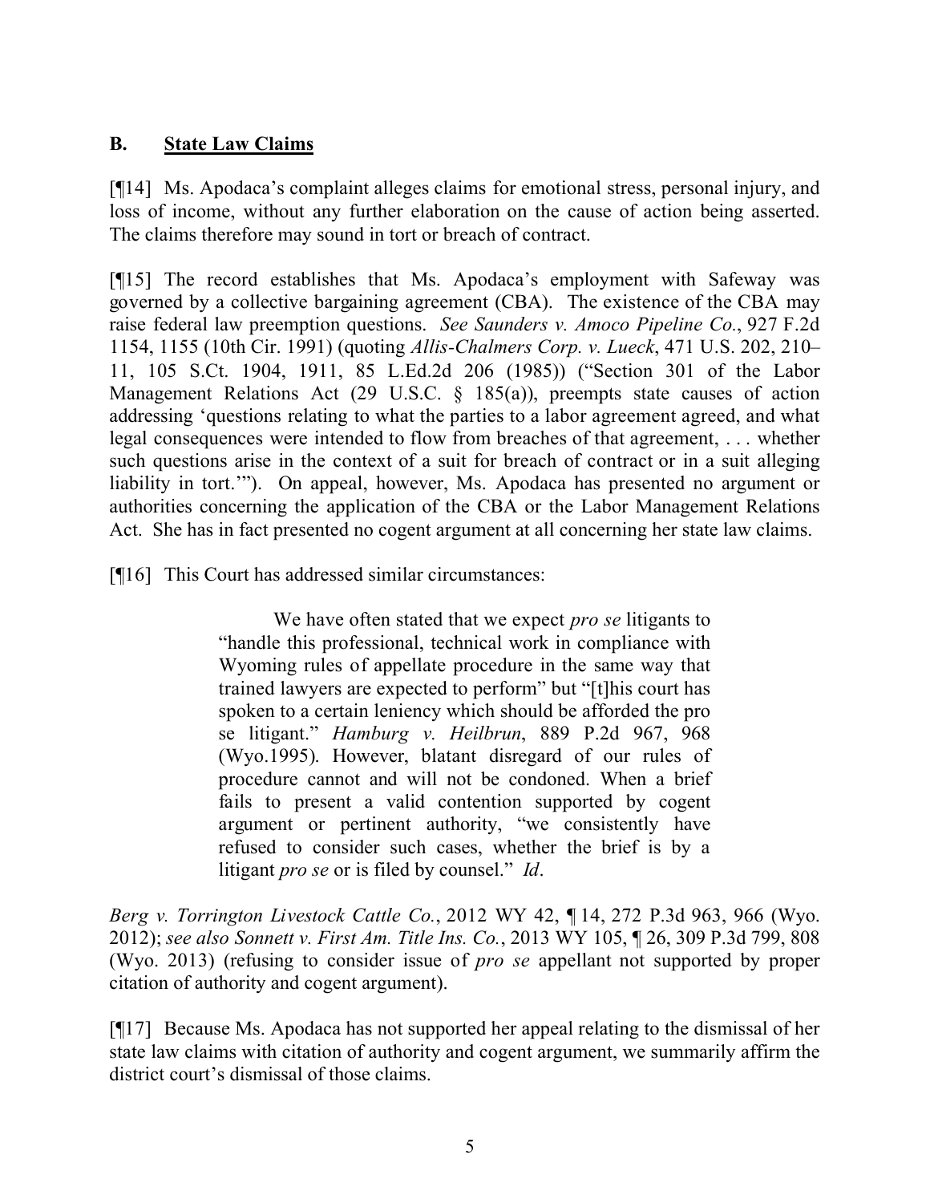### B. **State Law Claims**

[¶14] Ms. Apodaca's complaint alleges claims for emotional stress, personal injury, and loss of income, without any further elaboration on the cause of action being asserted. The claims therefore may sound in tort or breach of contract.

[¶15] The record establishes that Ms. Apodaca's employment with Safeway was governed by a collective bargaining agreement (CBA). The existence of the CBA may raise federal law preemption questions. *See Saunders v. Amoco Pipeline Co.*, 927 F.2d 1154, 1155 (10th Cir. 1991) (quoting *Allis-Chalmers Corp. v. Lueck*, 471 U.S. 202, 210–11, 105 S.Ct. 1904, 1911, 85 L.Ed.2d 206 (1985)) ("Section 301 of the Labor Management Relations Act (29 U.S.C. § 185(a)), preempts state causes of action addressing 'questions relating to what the parties to a labor agreement agreed, and what legal consequences were intended to flow from breaches of that agreement, . . . whether such questions arise in the context of a suit for breach of contract or in a suit alleging liability in tort.'"). On appeal, however, Ms. Apodaca has presented no argument or authorities concerning the application of the CBA or the Labor Management Relations Act. She has in fact presented no cogent argument at all concerning her state law claims.

[¶16] This Court has addressed similar circumstances:

> We have often stated that we expect *pro se* litigants to "handle this professional, technical work in compliance with Wyoming rules of appellate procedure in the same way that trained lawyers are expected to perform" but "[t]his court has spoken to a certain leniency which should be afforded the pro se litigant." *Hamburg v. Heilbrun*, 889 P.2d 967, 968 (Wyo.1995). However, blatant disregard of our rules of procedure cannot and will not be condoned. When a brief fails to present a valid contention supported by cogent argument or pertinent authority, "we consistently have refused to consider such cases, whether the brief is by a litigant *pro se* or is filed by counsel." *Id*.

*Berg v. Torrington Livestock Cattle Co.*, 2012 WY 42, ¶ 14, 272 P.3d 963, 966 (Wyo. 2012); *see also Sonnett v. First Am. Title Ins. Co.*, 2013 WY 105, ¶ 26, 309 P.3d 799, 808 (Wyo. 2013) (refusing to consider issue of *pro se* appellant not supported by proper citation of authority and cogent argument).

[¶17] Because Ms. Apodaca has not supported her appeal relating to the dismissal of her state law claims with citation of authority and cogent argument, we summarily affirm the district court's dismissal of those claims.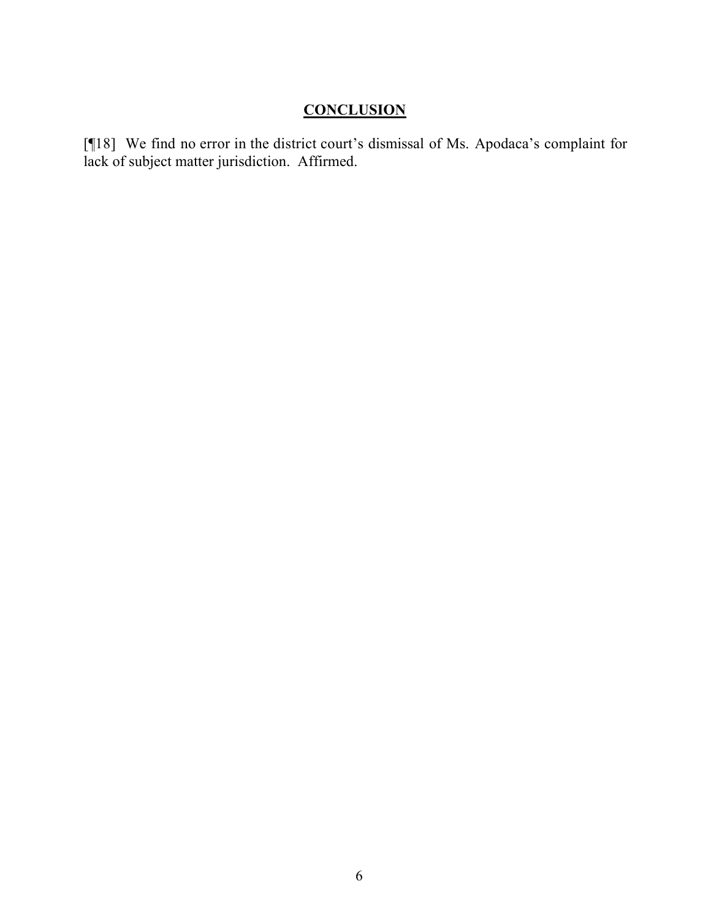## CONCLUSION

[¶18] We find no error in the district court's dismissal of Ms. Apodaca's complaint for lack of subject matter jurisdiction. Affirmed.